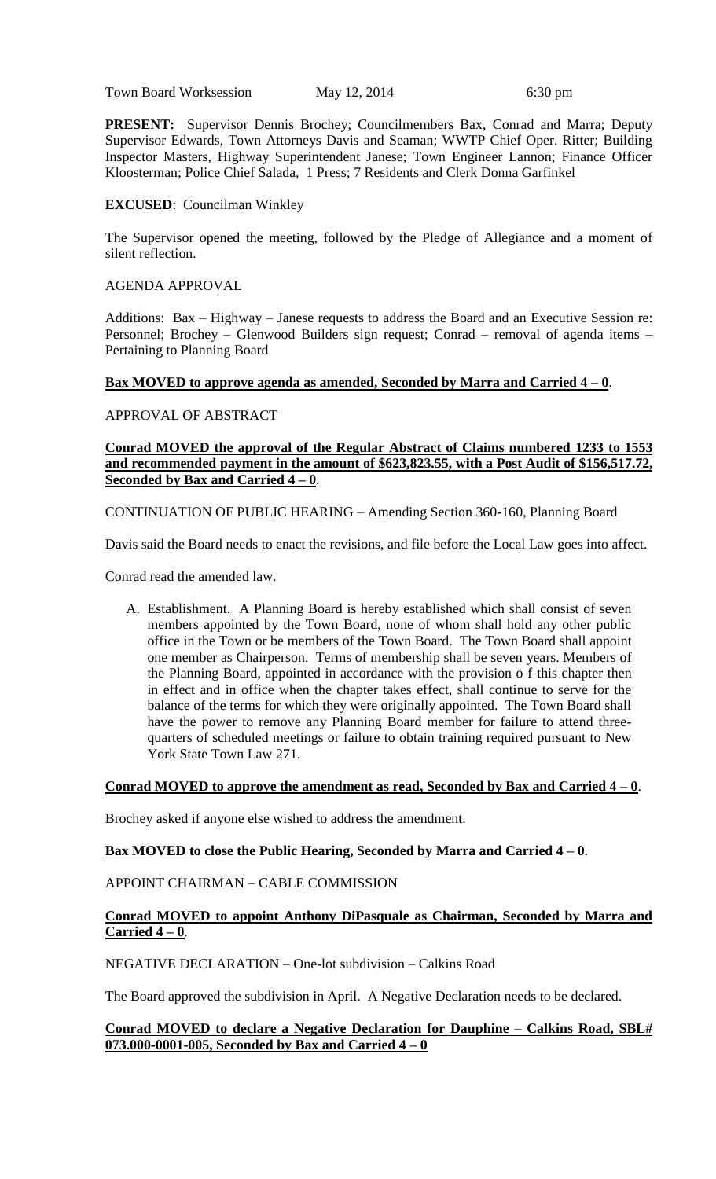Town Board Worksession May 12, 2014 6:30 pm

**PRESENT:** Supervisor Dennis Brochey; Councilmembers Bax, Conrad and Marra; Deputy Supervisor Edwards, Town Attorneys Davis and Seaman; WWTP Chief Oper. Ritter; Building Inspector Masters, Highway Superintendent Janese; Town Engineer Lannon; Finance Officer Kloosterman; Police Chief Salada, 1 Press; 7 Residents and Clerk Donna Garfinkel

**EXCUSED**: Councilman Winkley

The Supervisor opened the meeting, followed by the Pledge of Allegiance and a moment of silent reflection.

AGENDA APPROVAL

Additions: Bax – Highway – Janese requests to address the Board and an Executive Session re: Personnel; Brochey – Glenwood Builders sign request; Conrad – removal of agenda items – Pertaining to Planning Board

**Bax MOVED to approve agenda as amended, Seconded by Marra and Carried 4 – 0**.

APPROVAL OF ABSTRACT

**Conrad MOVED the approval of the Regular Abstract of Claims numbered 1233 to 1553 and recommended payment in the amount of $623,823.55, with a Post Audit of $156,517.72, Seconded by Bax and Carried 4 – 0**.

CONTINUATION OF PUBLIC HEARING – Amending Section 360-160, Planning Board

Davis said the Board needs to enact the revisions, and file before the Local Law goes into affect.

Conrad read the amended law.

A. Establishment. A Planning Board is hereby established which shall consist of seven members appointed by the Town Board, none of whom shall hold any other public office in the Town or be members of the Town Board. The Town Board shall appoint one member as Chairperson. Terms of membership shall be seven years. Members of the Planning Board, appointed in accordance with the provision o f this chapter then in effect and in office when the chapter takes effect, shall continue to serve for the balance of the terms for which they were originally appointed. The Town Board shall have the power to remove any Planning Board member for failure to attend three-quarters of scheduled meetings or failure to obtain training required pursuant to New York State Town Law 271.

**Conrad MOVED to approve the amendment as read, Seconded by Bax and Carried 4 – 0**.

Brochey asked if anyone else wished to address the amendment.

**Bax MOVED to close the Public Hearing, Seconded by Marra and Carried 4 – 0**.

APPOINT CHAIRMAN – CABLE COMMISSION

**Conrad MOVED to appoint Anthony DiPasquale as Chairman, Seconded by Marra and Carried 4 – 0**.

NEGATIVE DECLARATION – One-lot subdivision – Calkins Road

The Board approved the subdivision in April. A Negative Declaration needs to be declared.

**Conrad MOVED to declare a Negative Declaration for Dauphine – Calkins Road, SBL# 073.000-0001-005, Seconded by Bax and Carried 4 – 0**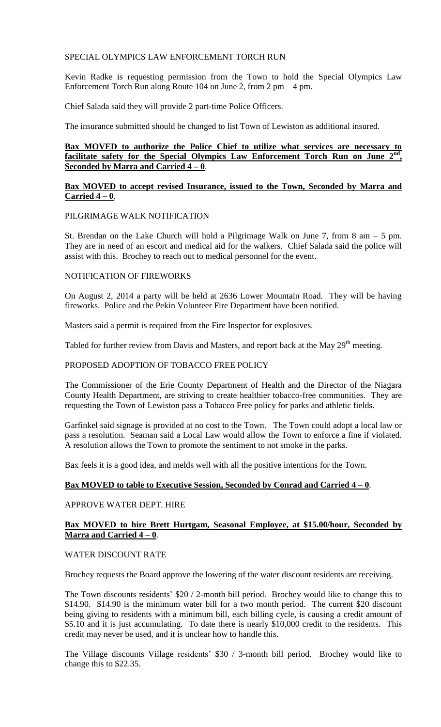SPECIAL OLYMPICS LAW ENFORCEMENT TORCH RUN

Kevin Radke is requesting permission from the Town to hold the Special Olympics Law Enforcement Torch Run along Route 104 on June 2, from 2 pm – 4 pm.

Chief Salada said they will provide 2 part-time Police Officers.

The insurance submitted should be changed to list Town of Lewiston as additional insured.

**Bax MOVED to authorize the Police Chief to utilize what services are necessary to facilitate safety for the Special Olympics Law Enforcement Torch Run on June 2nd, Seconded by Marra and Carried 4 – 0**.

**Bax MOVED to accept revised Insurance, issued to the Town, Seconded by Marra and Carried 4 – 0**.

PILGRIMAGE WALK NOTIFICATION

St. Brendan on the Lake Church will hold a Pilgrimage Walk on June 7, from 8 am – 5 pm. They are in need of an escort and medical aid for the walkers. Chief Salada said the police will assist with this. Brochey to reach out to medical personnel for the event.

NOTIFICATION OF FIREWORKS

On August 2, 2014 a party will be held at 2636 Lower Mountain Road. They will be having fireworks. Police and the Pekin Volunteer Fire Department have been notified.

Masters said a permit is required from the Fire Inspector for explosives.

Tabled for further review from Davis and Masters, and report back at the May 29th meeting.

PROPOSED ADOPTION OF TOBACCO FREE POLICY

The Commissioner of the Erie County Department of Health and the Director of the Niagara County Health Department, are striving to create healthier tobacco-free communities. They are requesting the Town of Lewiston pass a Tobacco Free policy for parks and athletic fields.

Garfinkel said signage is provided at no cost to the Town. The Town could adopt a local law or pass a resolution. Seaman said a Local Law would allow the Town to enforce a fine if violated. A resolution allows the Town to promote the sentiment to not smoke in the parks.

Bax feels it is a good idea, and melds well with all the positive intentions for the Town.

**Bax MOVED to table to Executive Session, Seconded by Conrad and Carried 4 – 0**.

APPROVE WATER DEPT. HIRE

**Bax MOVED to hire Brett Hurtgam, Seasonal Employee, at $15.00/hour, Seconded by Marra and Carried 4 – 0**.

WATER DISCOUNT RATE

Brochey requests the Board approve the lowering of the water discount residents are receiving.

The Town discounts residents' $20 / 2-month bill period. Brochey would like to change this to $14.90. $14.90 is the minimum water bill for a two month period. The current $20 discount being giving to residents with a minimum bill, each billing cycle, is causing a credit amount of $5.10 and it is just accumulating. To date there is nearly $10,000 credit to the residents. This credit may never be used, and it is unclear how to handle this.

The Village discounts Village residents' $30 / 3-month bill period. Brochey would like to change this to $22.35.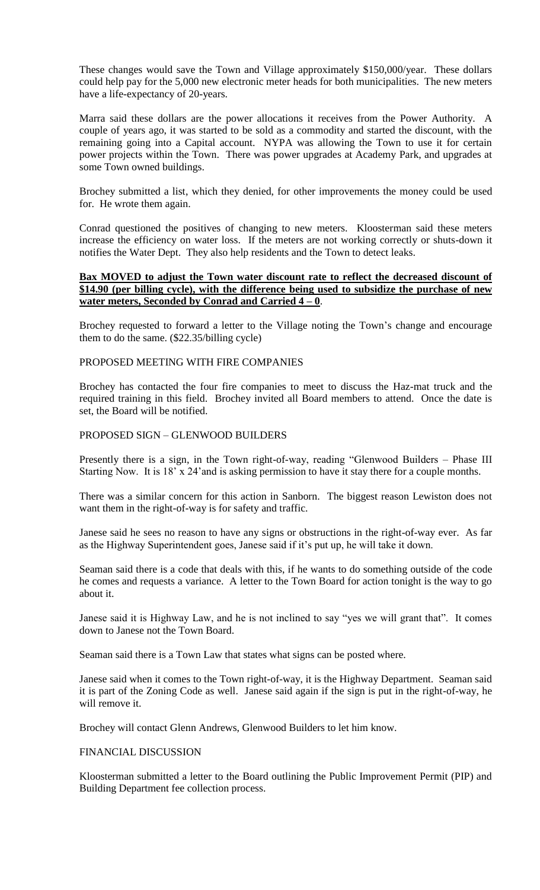These changes would save the Town and Village approximately $150,000/year. These dollars could help pay for the 5,000 new electronic meter heads for both municipalities. The new meters have a life-expectancy of 20-years.

Marra said these dollars are the power allocations it receives from the Power Authority. A couple of years ago, it was started to be sold as a commodity and started the discount, with the remaining going into a Capital account. NYPA was allowing the Town to use it for certain power projects within the Town. There was power upgrades at Academy Park, and upgrades at some Town owned buildings.

Brochey submitted a list, which they denied, for other improvements the money could be used for. He wrote them again.

Conrad questioned the positives of changing to new meters. Kloosterman said these meters increase the efficiency on water loss. If the meters are not working correctly or shuts-down it notifies the Water Dept. They also help residents and the Town to detect leaks.

**Bax MOVED to adjust the Town water discount rate to reflect the decreased discount of $14.90 (per billing cycle), with the difference being used to subsidize the purchase of new water meters, Seconded by Conrad and Carried 4 – 0**.

Brochey requested to forward a letter to the Village noting the Town's change and encourage them to do the same. ($22.35/billing cycle)

PROPOSED MEETING WITH FIRE COMPANIES

Brochey has contacted the four fire companies to meet to discuss the Haz-mat truck and the required training in this field. Brochey invited all Board members to attend. Once the date is set, the Board will be notified.

PROPOSED SIGN – GLENWOOD BUILDERS

Presently there is a sign, in the Town right-of-way, reading "Glenwood Builders – Phase III Starting Now. It is 18' x 24'and is asking permission to have it stay there for a couple months.

There was a similar concern for this action in Sanborn. The biggest reason Lewiston does not want them in the right-of-way is for safety and traffic.

Janese said he sees no reason to have any signs or obstructions in the right-of-way ever. As far as the Highway Superintendent goes, Janese said if it's put up, he will take it down.

Seaman said there is a code that deals with this, if he wants to do something outside of the code he comes and requests a variance. A letter to the Town Board for action tonight is the way to go about it.

Janese said it is Highway Law, and he is not inclined to say "yes we will grant that". It comes down to Janese not the Town Board.

Seaman said there is a Town Law that states what signs can be posted where.

Janese said when it comes to the Town right-of-way, it is the Highway Department. Seaman said it is part of the Zoning Code as well. Janese said again if the sign is put in the right-of-way, he will remove it.

Brochey will contact Glenn Andrews, Glenwood Builders to let him know.

FINANCIAL DISCUSSION

Kloosterman submitted a letter to the Board outlining the Public Improvement Permit (PIP) and Building Department fee collection process.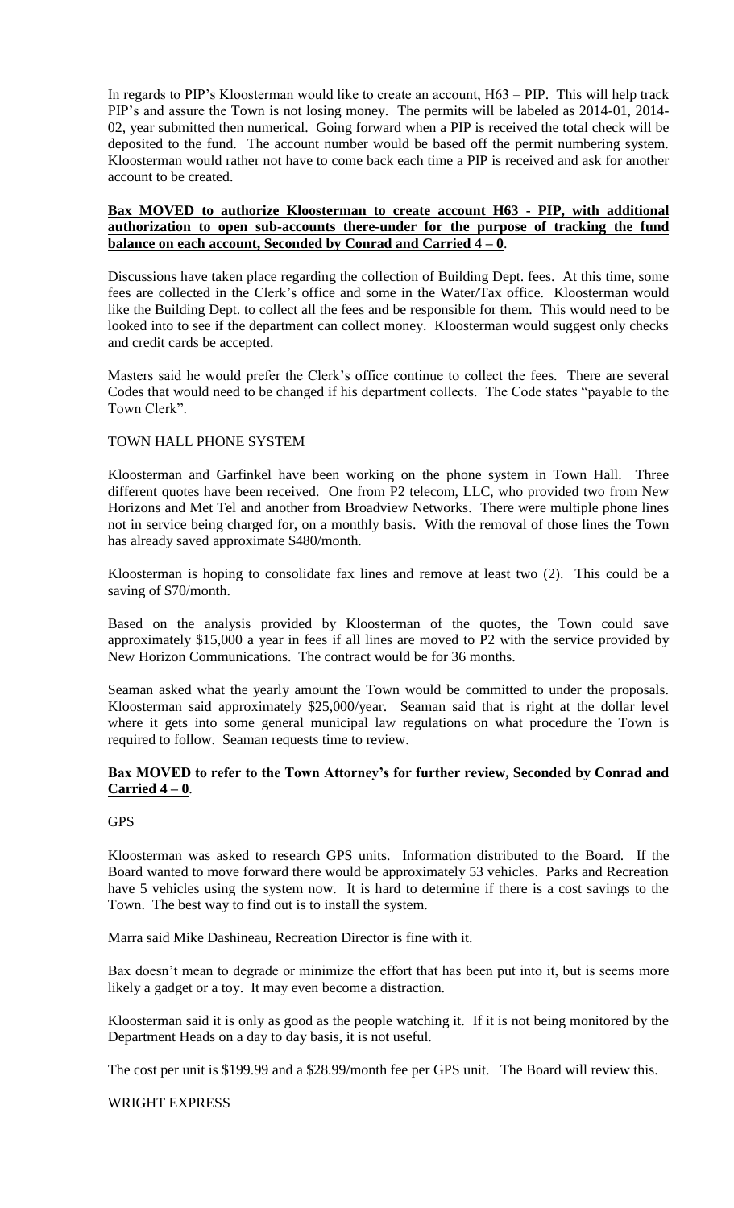In regards to PIP's Kloosterman would like to create an account, H63 – PIP. This will help track PIP's and assure the Town is not losing money. The permits will be labeled as 2014-01, 2014-02, year submitted then numerical. Going forward when a PIP is received the total check will be deposited to the fund. The account number would be based off the permit numbering system. Kloosterman would rather not have to come back each time a PIP is received and ask for another account to be created.

**Bax MOVED to authorize Kloosterman to create account H63 - PIP, with additional authorization to open sub-accounts there-under for the purpose of tracking the fund balance on each account, Seconded by Conrad and Carried 4 – 0**.

Discussions have taken place regarding the collection of Building Dept. fees. At this time, some fees are collected in the Clerk's office and some in the Water/Tax office. Kloosterman would like the Building Dept. to collect all the fees and be responsible for them. This would need to be looked into to see if the department can collect money. Kloosterman would suggest only checks and credit cards be accepted.

Masters said he would prefer the Clerk's office continue to collect the fees. There are several Codes that would need to be changed if his department collects. The Code states "payable to the Town Clerk".

TOWN HALL PHONE SYSTEM

Kloosterman and Garfinkel have been working on the phone system in Town Hall. Three different quotes have been received. One from P2 telecom, LLC, who provided two from New Horizons and Met Tel and another from Broadview Networks. There were multiple phone lines not in service being charged for, on a monthly basis. With the removal of those lines the Town has already saved approximate $480/month.

Kloosterman is hoping to consolidate fax lines and remove at least two (2). This could be a saving of $70/month.

Based on the analysis provided by Kloosterman of the quotes, the Town could save approximately $15,000 a year in fees if all lines are moved to P2 with the service provided by New Horizon Communications. The contract would be for 36 months.

Seaman asked what the yearly amount the Town would be committed to under the proposals. Kloosterman said approximately $25,000/year. Seaman said that is right at the dollar level where it gets into some general municipal law regulations on what procedure the Town is required to follow. Seaman requests time to review.

**Bax MOVED to refer to the Town Attorney's for further review, Seconded by Conrad and Carried 4 – 0**.

GPS

Kloosterman was asked to research GPS units. Information distributed to the Board. If the Board wanted to move forward there would be approximately 53 vehicles. Parks and Recreation have 5 vehicles using the system now. It is hard to determine if there is a cost savings to the Town. The best way to find out is to install the system.

Marra said Mike Dashineau, Recreation Director is fine with it.

Bax doesn't mean to degrade or minimize the effort that has been put into it, but is seems more likely a gadget or a toy. It may even become a distraction.

Kloosterman said it is only as good as the people watching it. If it is not being monitored by the Department Heads on a day to day basis, it is not useful.

The cost per unit is $199.99 and a $28.99/month fee per GPS unit. The Board will review this.

WRIGHT EXPRESS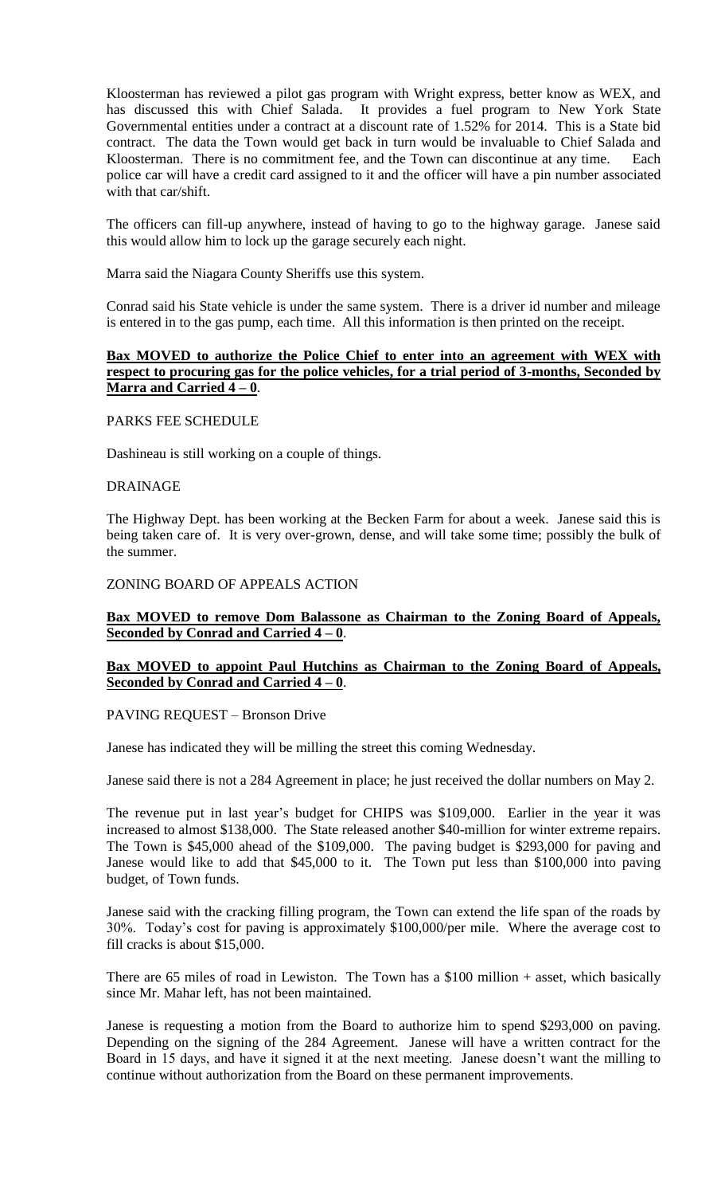Kloosterman has reviewed a pilot gas program with Wright express, better know as WEX, and has discussed this with Chief Salada. It provides a fuel program to New York State Governmental entities under a contract at a discount rate of 1.52% for 2014. This is a State bid contract. The data the Town would get back in turn would be invaluable to Chief Salada and Kloosterman. There is no commitment fee, and the Town can discontinue at any time. Each police car will have a credit card assigned to it and the officer will have a pin number associated with that car/shift.

The officers can fill-up anywhere, instead of having to go to the highway garage. Janese said this would allow him to lock up the garage securely each night.

Marra said the Niagara County Sheriffs use this system.

Conrad said his State vehicle is under the same system. There is a driver id number and mileage is entered in to the gas pump, each time. All this information is then printed on the receipt.

**Bax MOVED to authorize the Police Chief to enter into an agreement with WEX with respect to procuring gas for the police vehicles, for a trial period of 3-months, Seconded by Marra and Carried 4 – 0.**

PARKS FEE SCHEDULE

Dashineau is still working on a couple of things.

DRAINAGE

The Highway Dept. has been working at the Becken Farm for about a week. Janese said this is being taken care of. It is very over-grown, dense, and will take some time; possibly the bulk of the summer.

ZONING BOARD OF APPEALS ACTION

**Bax MOVED to remove Dom Balassone as Chairman to the Zoning Board of Appeals, Seconded by Conrad and Carried 4 – 0.**

**Bax MOVED to appoint Paul Hutchins as Chairman to the Zoning Board of Appeals, Seconded by Conrad and Carried 4 – 0.**

PAVING REQUEST – Bronson Drive

Janese has indicated they will be milling the street this coming Wednesday.

Janese said there is not a 284 Agreement in place; he just received the dollar numbers on May 2.

The revenue put in last year's budget for CHIPS was $109,000. Earlier in the year it was increased to almost $138,000. The State released another $40-million for winter extreme repairs. The Town is $45,000 ahead of the $109,000. The paving budget is $293,000 for paving and Janese would like to add that $45,000 to it. The Town put less than $100,000 into paving budget, of Town funds.

Janese said with the cracking filling program, the Town can extend the life span of the roads by 30%. Today's cost for paving is approximately $100,000/per mile. Where the average cost to fill cracks is about $15,000.

There are 65 miles of road in Lewiston. The Town has a $100 million + asset, which basically since Mr. Mahar left, has not been maintained.

Janese is requesting a motion from the Board to authorize him to spend $293,000 on paving. Depending on the signing of the 284 Agreement. Janese will have a written contract for the Board in 15 days, and have it signed it at the next meeting. Janese doesn't want the milling to continue without authorization from the Board on these permanent improvements.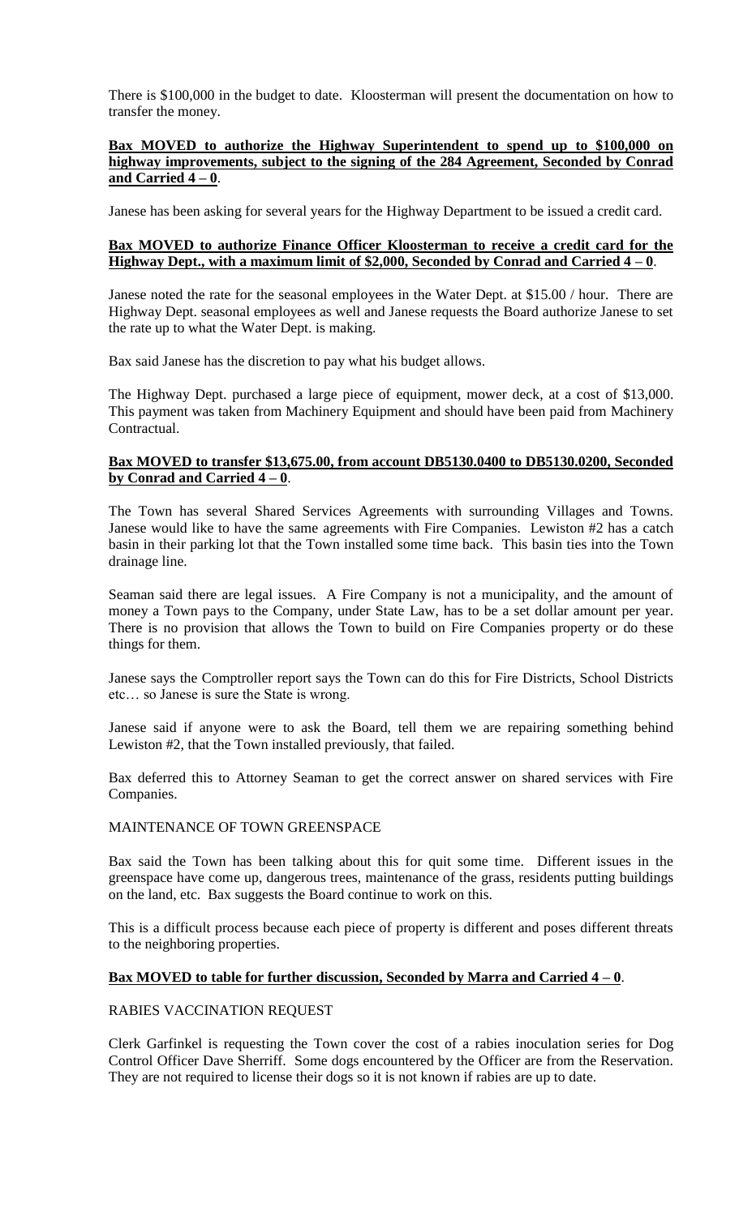There is $100,000 in the budget to date. Kloosterman will present the documentation on how to transfer the money.

**Bax MOVED to authorize the Highway Superintendent to spend up to $100,000 on highway improvements, subject to the signing of the 284 Agreement, Seconded by Conrad and Carried 4 – 0**.

Janese has been asking for several years for the Highway Department to be issued a credit card.

**Bax MOVED to authorize Finance Officer Kloosterman to receive a credit card for the Highway Dept., with a maximum limit of $2,000, Seconded by Conrad and Carried 4 – 0**.

Janese noted the rate for the seasonal employees in the Water Dept. at $15.00 / hour. There are Highway Dept. seasonal employees as well and Janese requests the Board authorize Janese to set the rate up to what the Water Dept. is making.

Bax said Janese has the discretion to pay what his budget allows.

The Highway Dept. purchased a large piece of equipment, mower deck, at a cost of $13,000. This payment was taken from Machinery Equipment and should have been paid from Machinery Contractual.

**Bax MOVED to transfer $13,675.00, from account DB5130.0400 to DB5130.0200, Seconded by Conrad and Carried 4 – 0**.

The Town has several Shared Services Agreements with surrounding Villages and Towns. Janese would like to have the same agreements with Fire Companies. Lewiston #2 has a catch basin in their parking lot that the Town installed some time back. This basin ties into the Town drainage line.

Seaman said there are legal issues. A Fire Company is not a municipality, and the amount of money a Town pays to the Company, under State Law, has to be a set dollar amount per year. There is no provision that allows the Town to build on Fire Companies property or do these things for them.

Janese says the Comptroller report says the Town can do this for Fire Districts, School Districts etc… so Janese is sure the State is wrong.

Janese said if anyone were to ask the Board, tell them we are repairing something behind Lewiston #2, that the Town installed previously, that failed.

Bax deferred this to Attorney Seaman to get the correct answer on shared services with Fire Companies.

MAINTENANCE OF TOWN GREENSPACE

Bax said the Town has been talking about this for quit some time. Different issues in the greenspace have come up, dangerous trees, maintenance of the grass, residents putting buildings on the land, etc. Bax suggests the Board continue to work on this.

This is a difficult process because each piece of property is different and poses different threats to the neighboring properties.

**Bax MOVED to table for further discussion, Seconded by Marra and Carried 4 – 0**.

RABIES VACCINATION REQUEST

Clerk Garfinkel is requesting the Town cover the cost of a rabies inoculation series for Dog Control Officer Dave Sherriff. Some dogs encountered by the Officer are from the Reservation. They are not required to license their dogs so it is not known if rabies are up to date.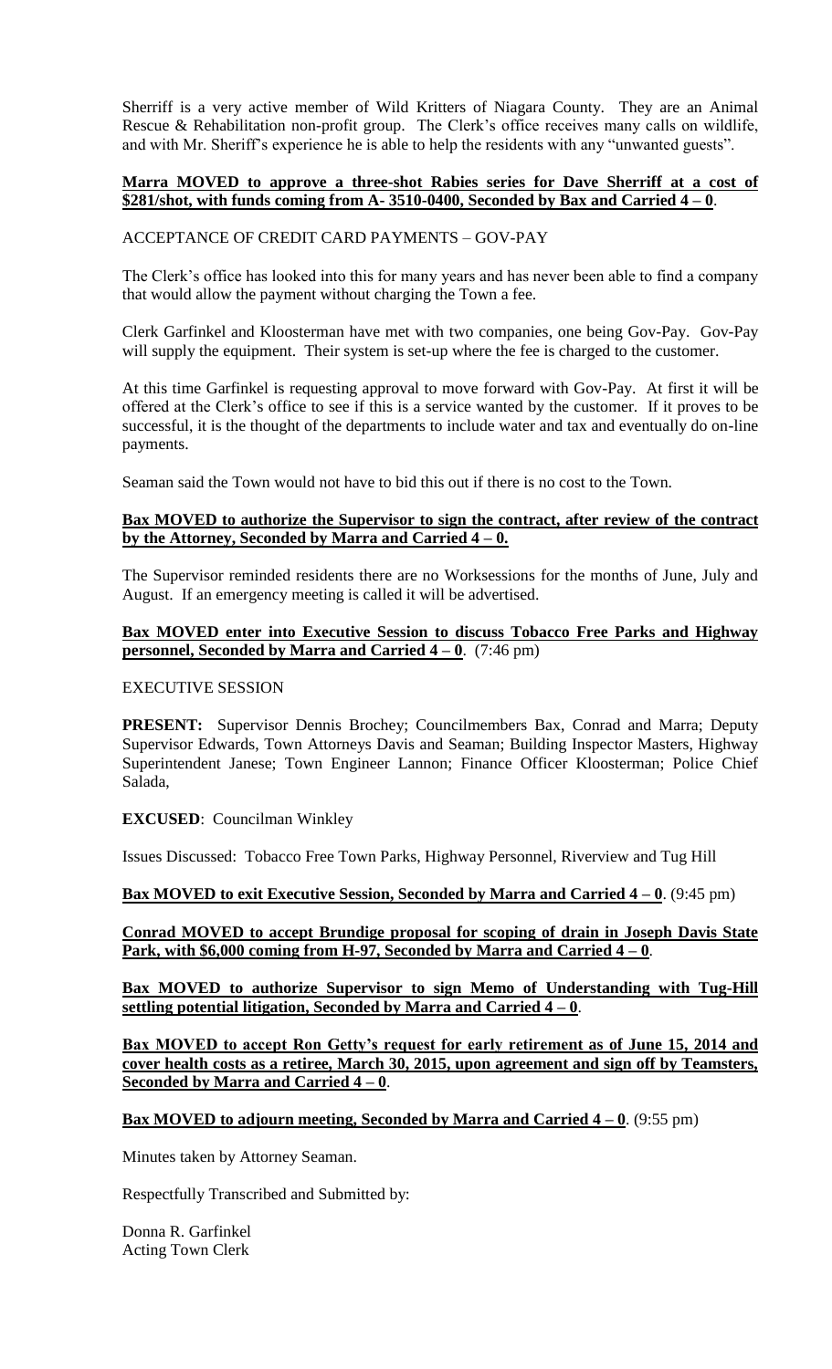Sherriff is a very active member of Wild Kritters of Niagara County. They are an Animal Rescue & Rehabilitation non-profit group. The Clerk's office receives many calls on wildlife, and with Mr. Sheriff's experience he is able to help the residents with any "unwanted guests".

**Marra MOVED to approve a three-shot Rabies series for Dave Sherriff at a cost of $281/shot, with funds coming from A- 3510-0400, Seconded by Bax and Carried 4 – 0**.

ACCEPTANCE OF CREDIT CARD PAYMENTS – GOV-PAY

The Clerk's office has looked into this for many years and has never been able to find a company that would allow the payment without charging the Town a fee.

Clerk Garfinkel and Kloosterman have met with two companies, one being Gov-Pay. Gov-Pay will supply the equipment. Their system is set-up where the fee is charged to the customer.

At this time Garfinkel is requesting approval to move forward with Gov-Pay. At first it will be offered at the Clerk's office to see if this is a service wanted by the customer. If it proves to be successful, it is the thought of the departments to include water and tax and eventually do on-line payments.

Seaman said the Town would not have to bid this out if there is no cost to the Town.

**Bax MOVED to authorize the Supervisor to sign the contract, after review of the contract by the Attorney, Seconded by Marra and Carried 4 – 0.**

The Supervisor reminded residents there are no Worksessions for the months of June, July and August. If an emergency meeting is called it will be advertised.

**Bax MOVED enter into Executive Session to discuss Tobacco Free Parks and Highway personnel, Seconded by Marra and Carried 4 – 0**. (7:46 pm)

EXECUTIVE SESSION

**PRESENT:** Supervisor Dennis Brochey; Councilmembers Bax, Conrad and Marra; Deputy Supervisor Edwards, Town Attorneys Davis and Seaman; Building Inspector Masters, Highway Superintendent Janese; Town Engineer Lannon; Finance Officer Kloosterman; Police Chief Salada,

**EXCUSED**: Councilman Winkley

Issues Discussed: Tobacco Free Town Parks, Highway Personnel, Riverview and Tug Hill

**Bax MOVED to exit Executive Session, Seconded by Marra and Carried 4 – 0**. (9:45 pm)

**Conrad MOVED to accept Brundige proposal for scoping of drain in Joseph Davis State Park, with $6,000 coming from H-97, Seconded by Marra and Carried 4 – 0**.

**Bax MOVED to authorize Supervisor to sign Memo of Understanding with Tug-Hill settling potential litigation, Seconded by Marra and Carried 4 – 0**.

**Bax MOVED to accept Ron Getty's request for early retirement as of June 15, 2014 and cover health costs as a retiree, March 30, 2015, upon agreement and sign off by Teamsters, Seconded by Marra and Carried 4 – 0**.

**Bax MOVED to adjourn meeting, Seconded by Marra and Carried 4 – 0**. (9:55 pm)

Minutes taken by Attorney Seaman.

Respectfully Transcribed and Submitted by:

Donna R. Garfinkel
Acting Town Clerk